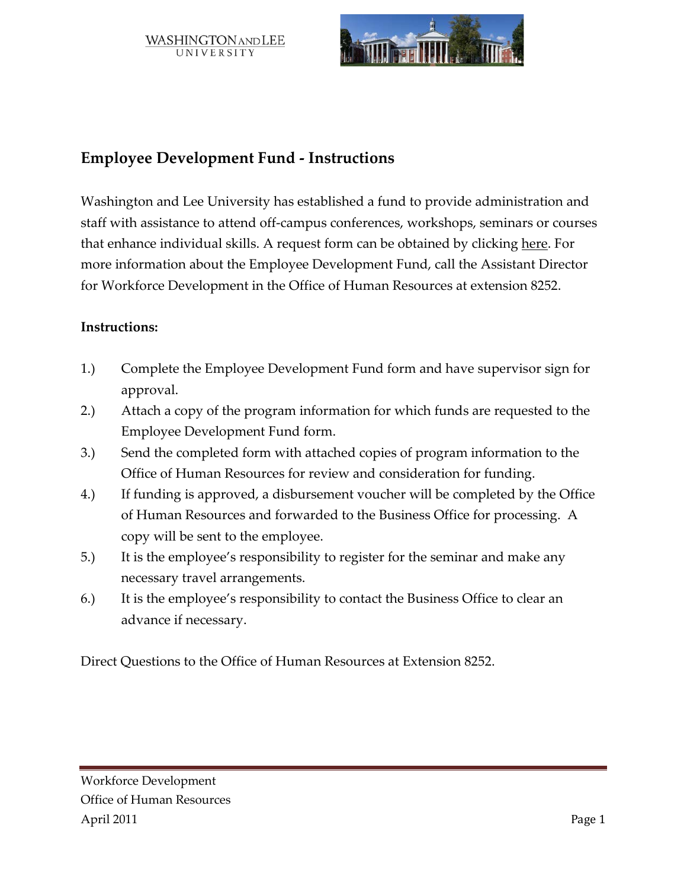## Employee Development Fund - Instructions

Washington and Lee University has established a fund to provide administration and staff with assistance to attend off-campus conferences, workshops, seminars or courses that enhance individual skills. A request form can be obtained by clicking here. For more information about the Employee Development Fund, call the Assistant Director for Workforce Development in the Office of Human Resources at extension 8252.

**Instructions:**

1.) Complete the Employee Development Fund form and have supervisor sign for approval.
2.) Attach a copy of the program information for which funds are requested to the Employee Development Fund form.
3.) Send the completed form with attached copies of program information to the Office of Human Resources for review and consideration for funding.
4.) If funding is approved, a disbursement voucher will be completed by the Office of Human Resources and forwarded to the Business Office for processing. A copy will be sent to the employee.
5.) It is the employee's responsibility to register for the seminar and make any necessary travel arrangements.
6.) It is the employee's responsibility to contact the Business Office to clear an advance if necessary.

Direct Questions to the Office of Human Resources at Extension 8252.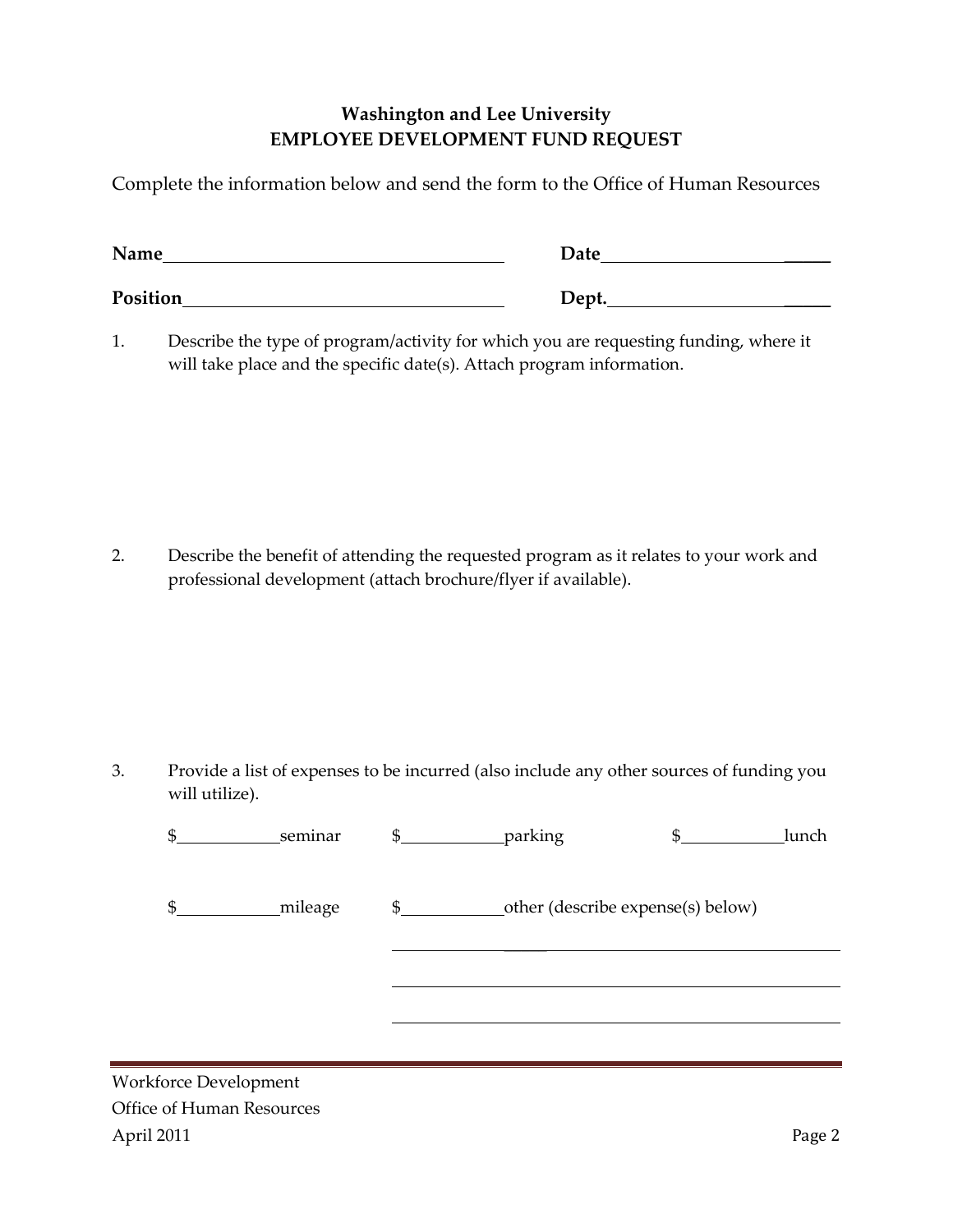**Washington and Lee University**
**EMPLOYEE DEVELOPMENT FUND REQUEST**

Complete the information below and send the form to the Office of Human Resources

**Name**_________________________________ **Date**_________________________

**Position**_______________________________ **Dept.**_________________________

1. Describe the type of program/activity for which you are requesting funding, where it will take place and the specific date(s). Attach program information.

2. Describe the benefit of attending the requested program as it relates to your work and professional development (attach brochure/flyer if available).

3. Provide a list of expenses to be incurred (also include any other sources of funding you will utilize).

$__________seminar $__________parking $__________lunch

$__________mileage $__________other (describe expense(s) below)

______________________________________________

______________________________________________

______________________________________________

Workforce Development
Office of Human Resources
April 2011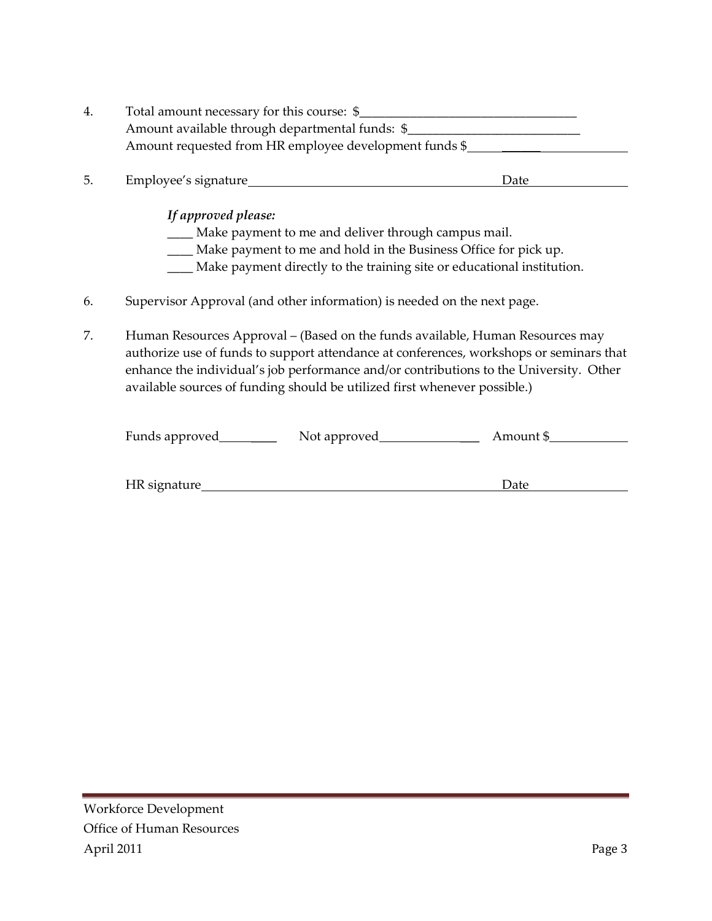4. Total amount necessary for this course: $___________________________________
   Amount available through departmental funds: $___________________________
   Amount requested from HR employee development funds $___________________________

5. Employee's signature_________________________________________ Date_______________

   *If approved please:*

   ____ Make payment to me and deliver through campus mail.
   ____ Make payment to me and hold in the Business Office for pick up.
   ____ Make payment directly to the training site or educational institution.

6. Supervisor Approval (and other information) is needed on the next page.

7. Human Resources Approval – (Based on the funds available, Human Resources may authorize use of funds to support attendance at conferences, workshops or seminars that enhance the individual's job performance and/or contributions to the University. Other available sources of funding should be utilized first whenever possible.)

   Funds approved_________ Not approved_______________ Amount $____________

   HR signature_________________________________________________ Date_______________

Workforce Development
Office of Human Resources
April 2011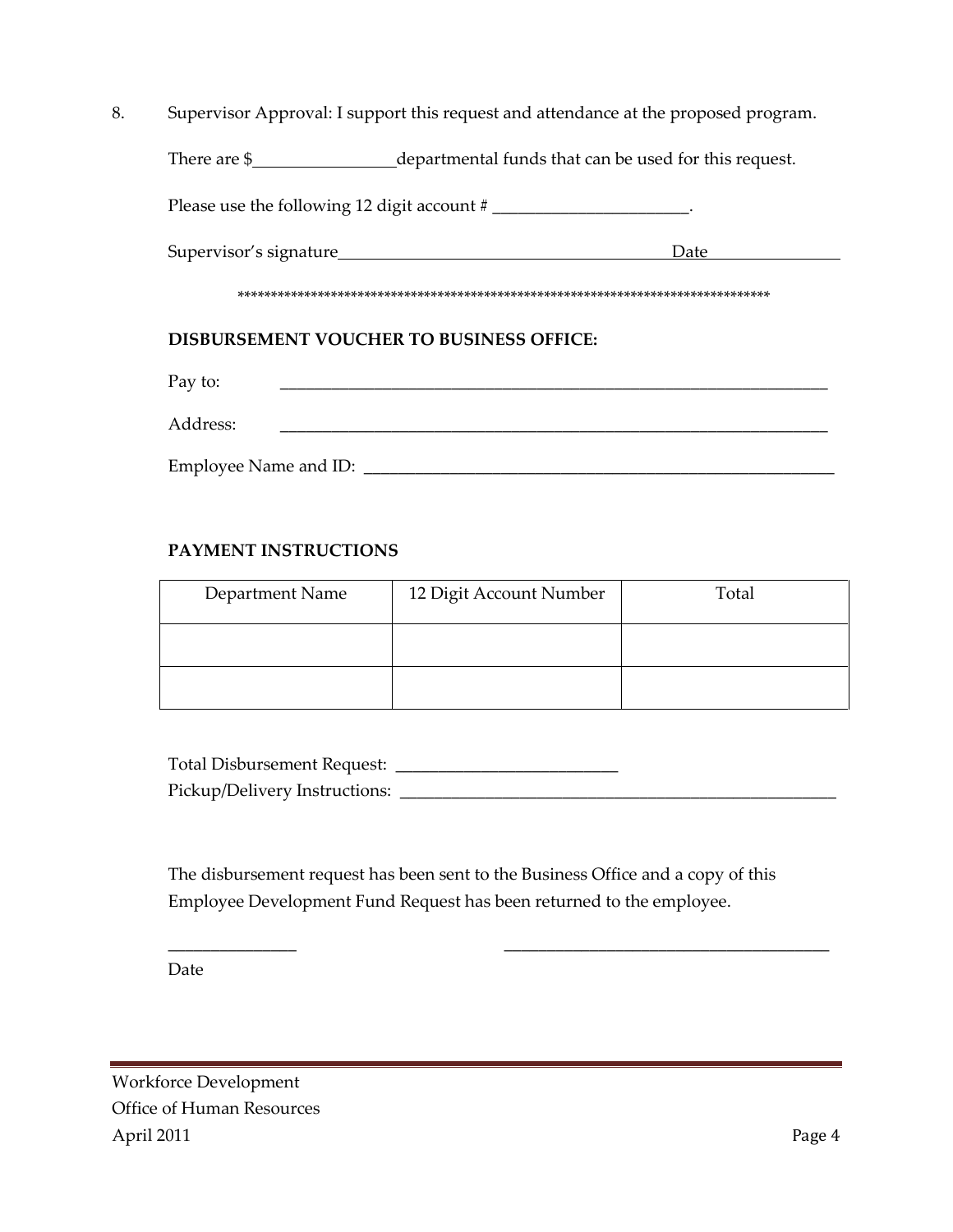8. Supervisor Approval: I support this request and attendance at the proposed program.

   There are $________________departmental funds that can be used for this request.

   Please use the following 12 digit account # _______________________.

   Supervisor's signature_______________________________________ Date_______________

********************************************************************************

**DISBURSEMENT VOUCHER TO BUSINESS OFFICE:**

Pay to: __________________________________________________________________

Address: __________________________________________________________________

Employee Name and ID: ________________________________________________________

**PAYMENT INSTRUCTIONS**

| Department Name | 12 Digit Account Number | Total |
|---|---|---|
| | | |
| | | |

Total Disbursement Request: __________________________

Pickup/Delivery Instructions: ____________________________________________________

The disbursement request has been sent to the Business Office and a copy of this Employee Development Fund Request has been returned to the employee.

_______________ ________________________________________

Date

Workforce Development
Office of Human Resources
April 2011